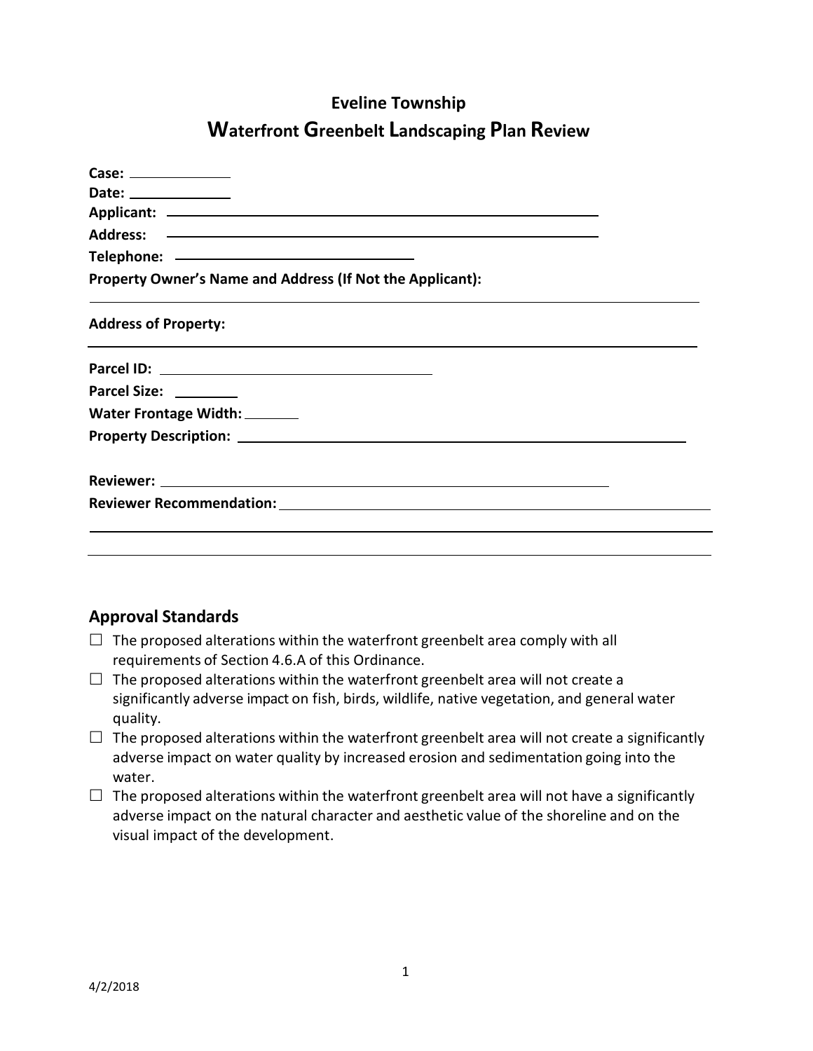# Eveline Township

## Waterfront Greenbelt Landscaping Plan Review

**Case:** ______________
**Date:** ______________
**Applicant:** ________________________________________________
**Address:** ________________________________________________
**Telephone:** ______________________________
**Property Owner's Name and Address (If Not the Applicant):**
________________________________________________________________

**Address of Property:**
________________________________________________________________

**Parcel ID:** ______________________________
**Parcel Size:** ________
**Water Frontage Width:** _______
**Property Description:** ________________________________________________

**Reviewer:** ________________________________________________
**Reviewer Recommendation:** ________________________________________________
________________________________________________________________
________________________________________________________________

## Approval Standards

- ☐ The proposed alterations within the waterfront greenbelt area comply with all requirements of Section 4.6.A of this Ordinance.
- ☐ The proposed alterations within the waterfront greenbelt area will not create a significantly adverse impact on fish, birds, wildlife, native vegetation, and general water quality.
- ☐ The proposed alterations within the waterfront greenbelt area will not create a significantly adverse impact on water quality by increased erosion and sedimentation going into the water.
- ☐ The proposed alterations within the waterfront greenbelt area will not have a significantly adverse impact on the natural character and aesthetic value of the shoreline and on the visual impact of the development.

4/2/2018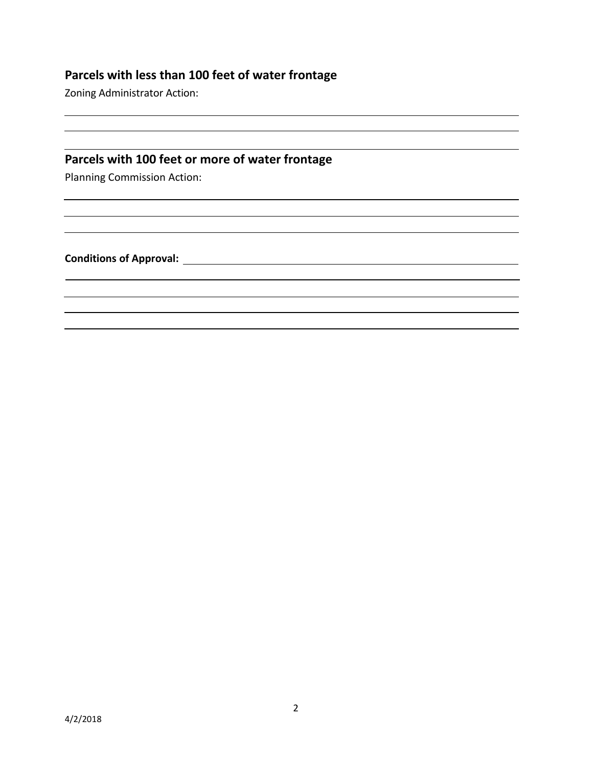## Parcels with less than 100 feet of water frontage

Zoning Administrator Action:

## Parcels with 100 feet or more of water frontage

Planning Commission Action:

**Conditions of Approval:**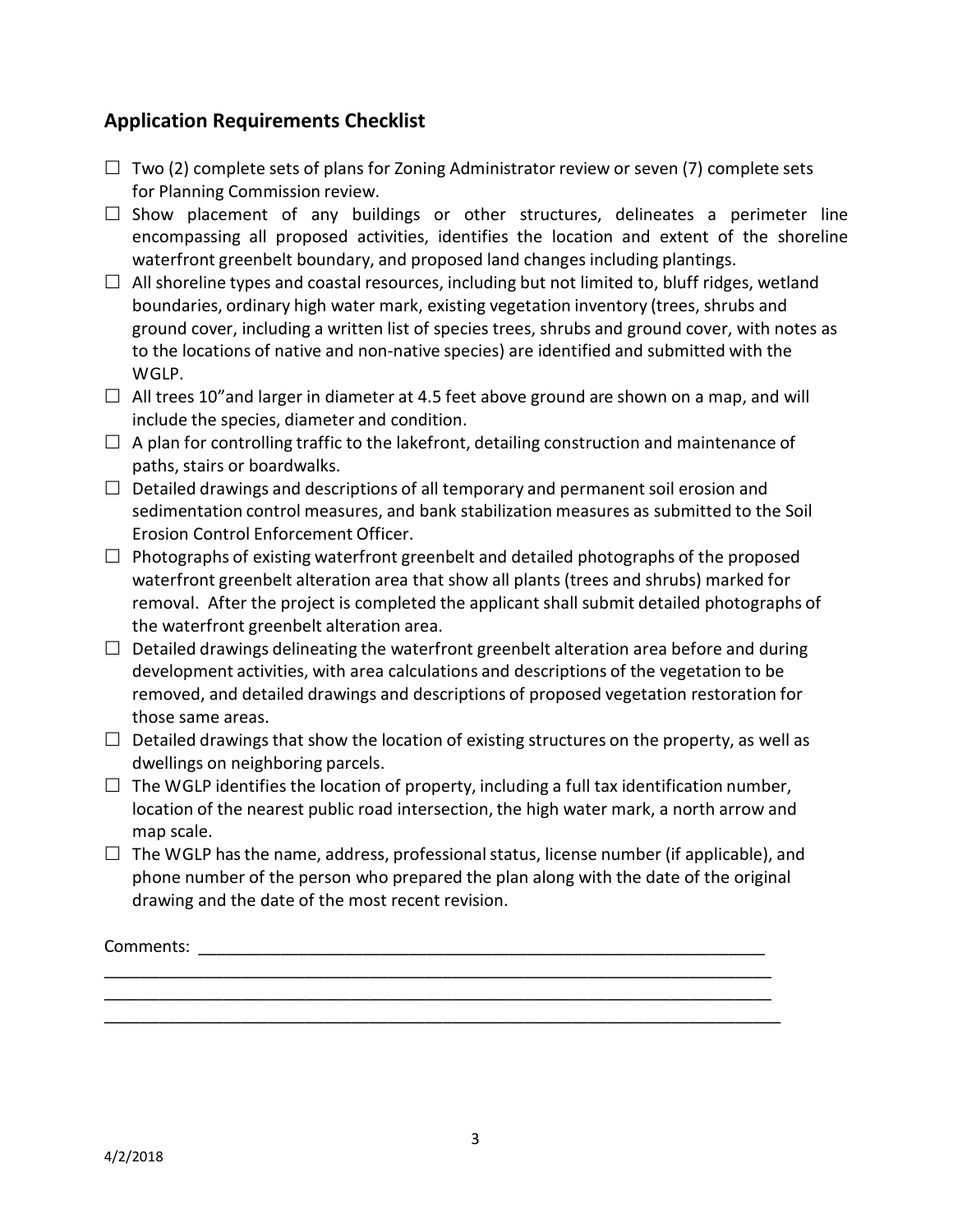## Application Requirements Checklist

☐ Two (2) complete sets of plans for Zoning Administrator review or seven (7) complete sets for Planning Commission review.

☐ Show placement of any buildings or other structures, delineates a perimeter line encompassing all proposed activities, identifies the location and extent of the shoreline waterfront greenbelt boundary, and proposed land changes including plantings.

☐ All shoreline types and coastal resources, including but not limited to, bluff ridges, wetland boundaries, ordinary high water mark, existing vegetation inventory (trees, shrubs and ground cover, including a written list of species trees, shrubs and ground cover, with notes as to the locations of native and non-native species) are identified and submitted with the WGLP.

☐ All trees 10"and larger in diameter at 4.5 feet above ground are shown on a map, and will include the species, diameter and condition.

☐ A plan for controlling traffic to the lakefront, detailing construction and maintenance of paths, stairs or boardwalks.

☐ Detailed drawings and descriptions of all temporary and permanent soil erosion and sedimentation control measures, and bank stabilization measures as submitted to the Soil Erosion Control Enforcement Officer.

☐ Photographs of existing waterfront greenbelt and detailed photographs of the proposed waterfront greenbelt alteration area that show all plants (trees and shrubs) marked for removal. After the project is completed the applicant shall submit detailed photographs of the waterfront greenbelt alteration area.

☐ Detailed drawings delineating the waterfront greenbelt alteration area before and during development activities, with area calculations and descriptions of the vegetation to be removed, and detailed drawings and descriptions of proposed vegetation restoration for those same areas.

☐ Detailed drawings that show the location of existing structures on the property, as well as dwellings on neighboring parcels.

☐ The WGLP identifies the location of property, including a full tax identification number, location of the nearest public road intersection, the high water mark, a north arrow and map scale.

☐ The WGLP has the name, address, professional status, license number (if applicable), and phone number of the person who prepared the plan along with the date of the original drawing and the date of the most recent revision.

Comments: ______________________________________________________________

__________________________________________________________________________

__________________________________________________________________________

__________________________________________________________________________

4/2/2018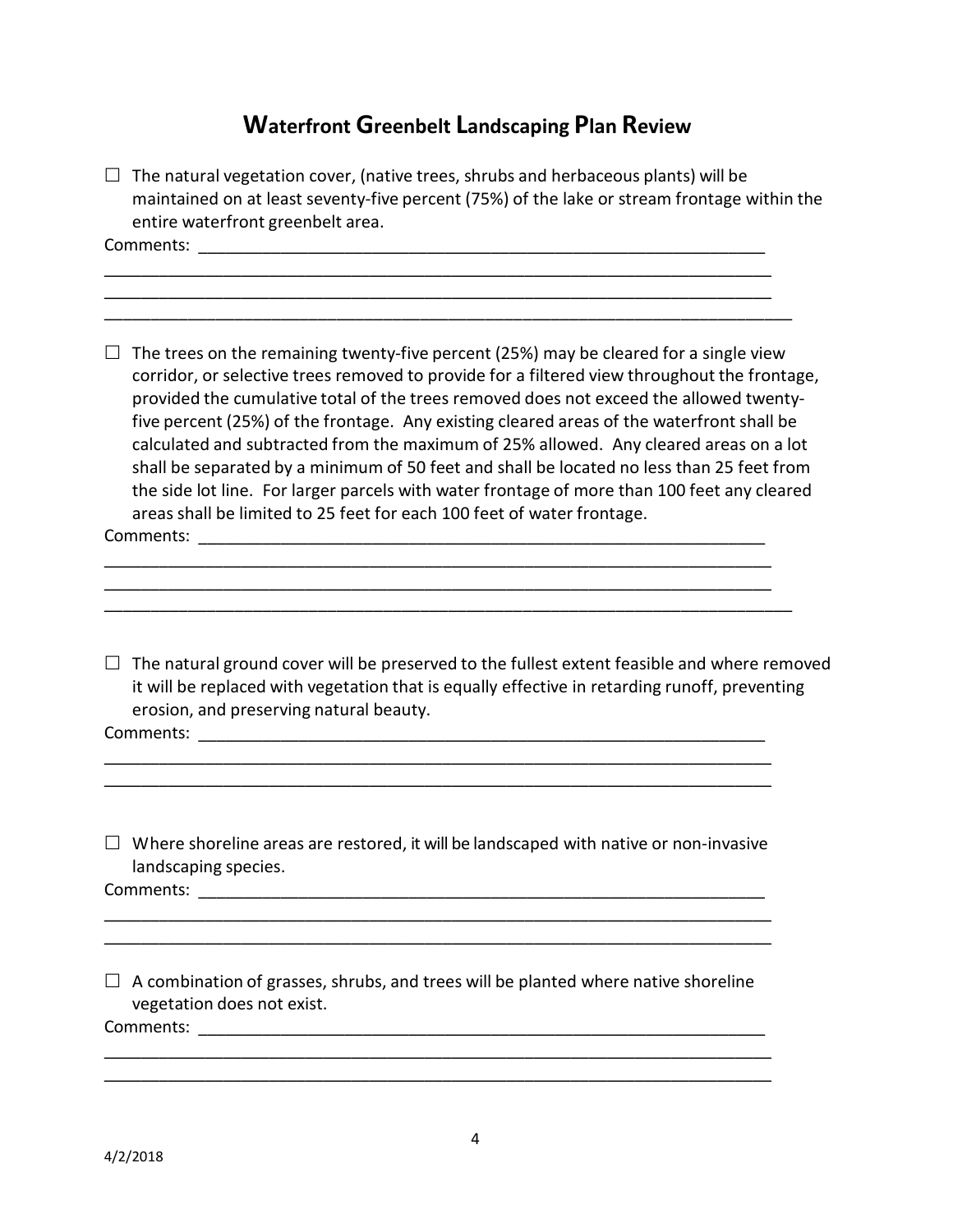# Waterfront Greenbelt Landscaping Plan Review

☐ The natural vegetation cover, (native trees, shrubs and herbaceous plants) will be maintained on at least seventy-five percent (75%) of the lake or stream frontage within the entire waterfront greenbelt area.

Comments: ______________________________________________________________

________________________________________________________________________

________________________________________________________________________

________________________________________________________________________

☐ The trees on the remaining twenty-five percent (25%) may be cleared for a single view corridor, or selective trees removed to provide for a filtered view throughout the frontage, provided the cumulative total of the trees removed does not exceed the allowed twenty-five percent (25%) of the frontage. Any existing cleared areas of the waterfront shall be calculated and subtracted from the maximum of 25% allowed. Any cleared areas on a lot shall be separated by a minimum of 50 feet and shall be located no less than 25 feet from the side lot line. For larger parcels with water frontage of more than 100 feet any cleared areas shall be limited to 25 feet for each 100 feet of water frontage.

Comments: ______________________________________________________________

________________________________________________________________________

________________________________________________________________________

________________________________________________________________________

☐ The natural ground cover will be preserved to the fullest extent feasible and where removed it will be replaced with vegetation that is equally effective in retarding runoff, preventing erosion, and preserving natural beauty.

Comments: ______________________________________________________________

________________________________________________________________________

________________________________________________________________________

☐ Where shoreline areas are restored, it will be landscaped with native or non-invasive landscaping species.

Comments: ______________________________________________________________

________________________________________________________________________

________________________________________________________________________

☐ A combination of grasses, shrubs, and trees will be planted where native shoreline vegetation does not exist.

Comments: ______________________________________________________________

________________________________________________________________________

________________________________________________________________________

4/2/2018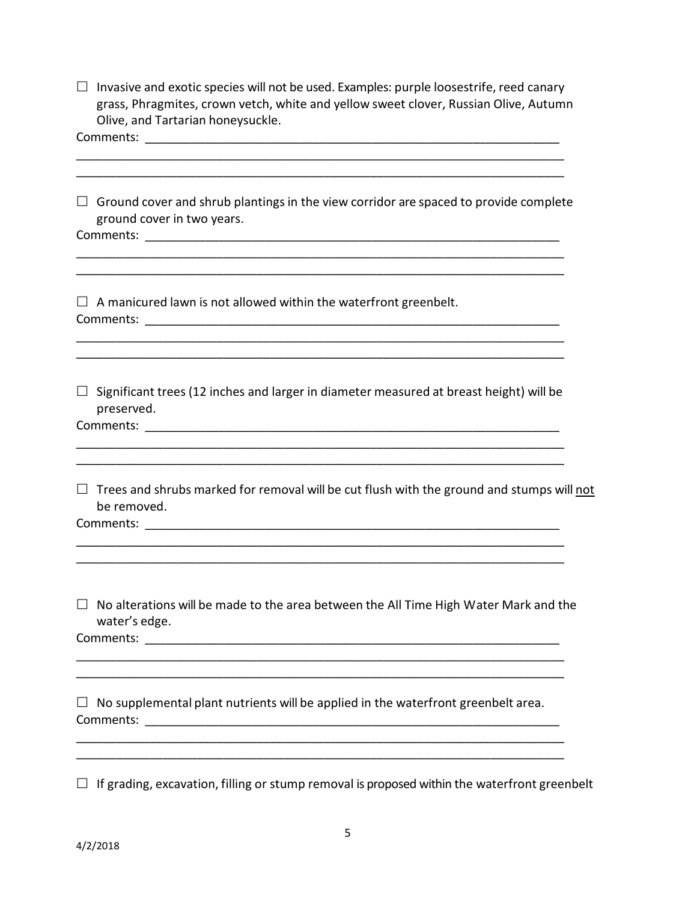☐ Invasive and exotic species will not be used. Examples: purple loosestrife, reed canary grass, Phragmites, crown vetch, white and yellow sweet clover, Russian Olive, Autumn Olive, and Tartarian honeysuckle.

Comments: ________________________________________________________________

__________________________________________________________________________

__________________________________________________________________________

☐ Ground cover and shrub plantings in the view corridor are spaced to provide complete ground cover in two years.

Comments: ________________________________________________________________

__________________________________________________________________________

__________________________________________________________________________

☐ A manicured lawn is not allowed within the waterfront greenbelt.

Comments: ________________________________________________________________

__________________________________________________________________________

__________________________________________________________________________

☐ Significant trees (12 inches and larger in diameter measured at breast height) will be preserved.

Comments: ________________________________________________________________

__________________________________________________________________________

__________________________________________________________________________

☐ Trees and shrubs marked for removal will be cut flush with the ground and stumps will <u>not</u> be removed.

Comments: ________________________________________________________________

__________________________________________________________________________

__________________________________________________________________________

☐ No alterations will be made to the area between the All Time High Water Mark and the water's edge.

Comments: ________________________________________________________________

__________________________________________________________________________

__________________________________________________________________________

☐ No supplemental plant nutrients will be applied in the waterfront greenbelt area.

Comments: ________________________________________________________________

__________________________________________________________________________

__________________________________________________________________________

☐ If grading, excavation, filling or stump removal is proposed within the waterfront greenbelt

4/2/2018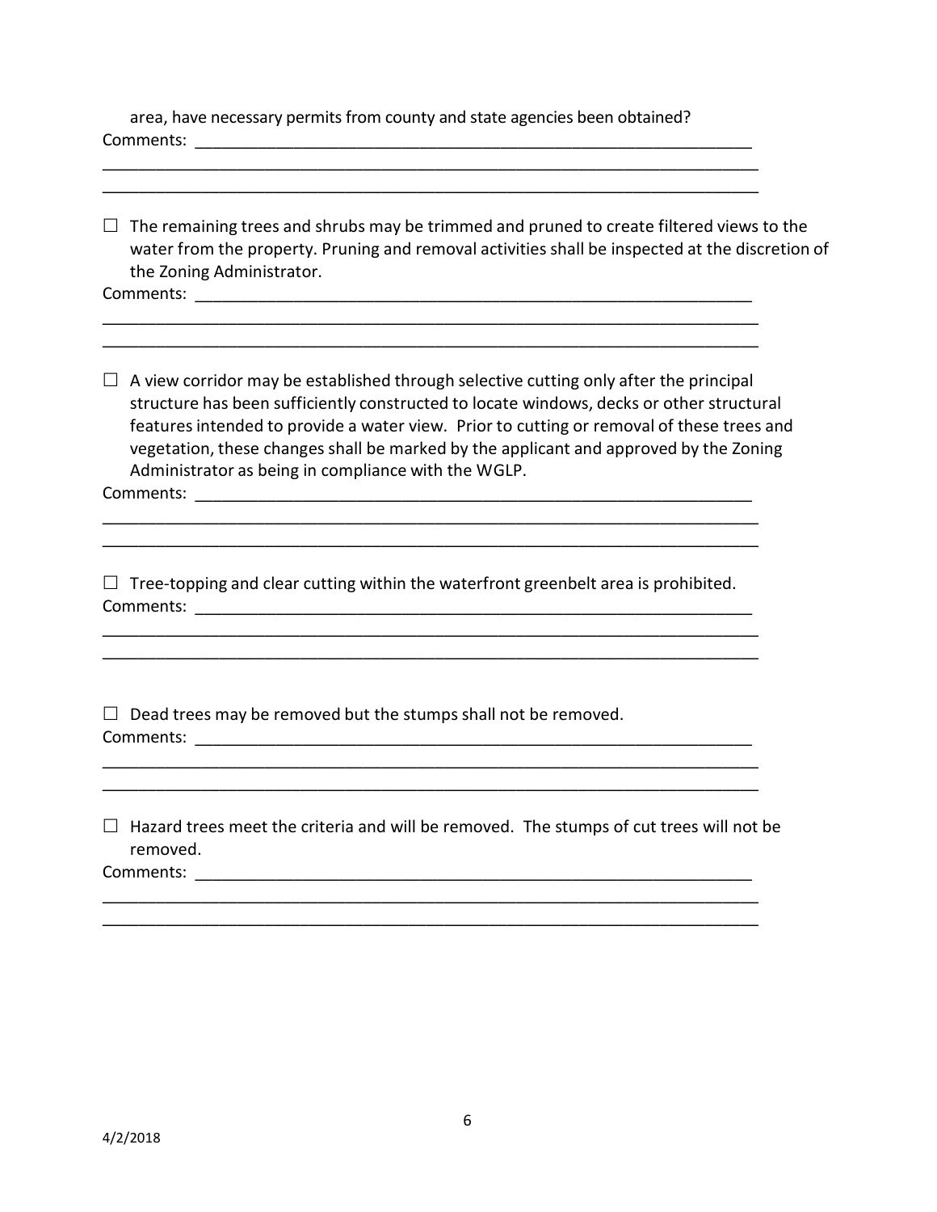area, have necessary permits from county and state agencies been obtained?

Comments: ______________________________________________________________

________________________________________________________________________

________________________________________________________________________

☐ The remaining trees and shrubs may be trimmed and pruned to create filtered views to the water from the property. Pruning and removal activities shall be inspected at the discretion of the Zoning Administrator.

Comments: ______________________________________________________________

________________________________________________________________________

________________________________________________________________________

☐ A view corridor may be established through selective cutting only after the principal structure has been sufficiently constructed to locate windows, decks or other structural features intended to provide a water view. Prior to cutting or removal of these trees and vegetation, these changes shall be marked by the applicant and approved by the Zoning Administrator as being in compliance with the WGLP.

Comments: ______________________________________________________________

________________________________________________________________________

________________________________________________________________________

☐ Tree-topping and clear cutting within the waterfront greenbelt area is prohibited.

Comments: ______________________________________________________________

________________________________________________________________________

________________________________________________________________________

☐ Dead trees may be removed but the stumps shall not be removed.

Comments: ______________________________________________________________

________________________________________________________________________

________________________________________________________________________

☐ Hazard trees meet the criteria and will be removed. The stumps of cut trees will not be removed.

Comments: ______________________________________________________________

________________________________________________________________________

________________________________________________________________________

4/2/2018